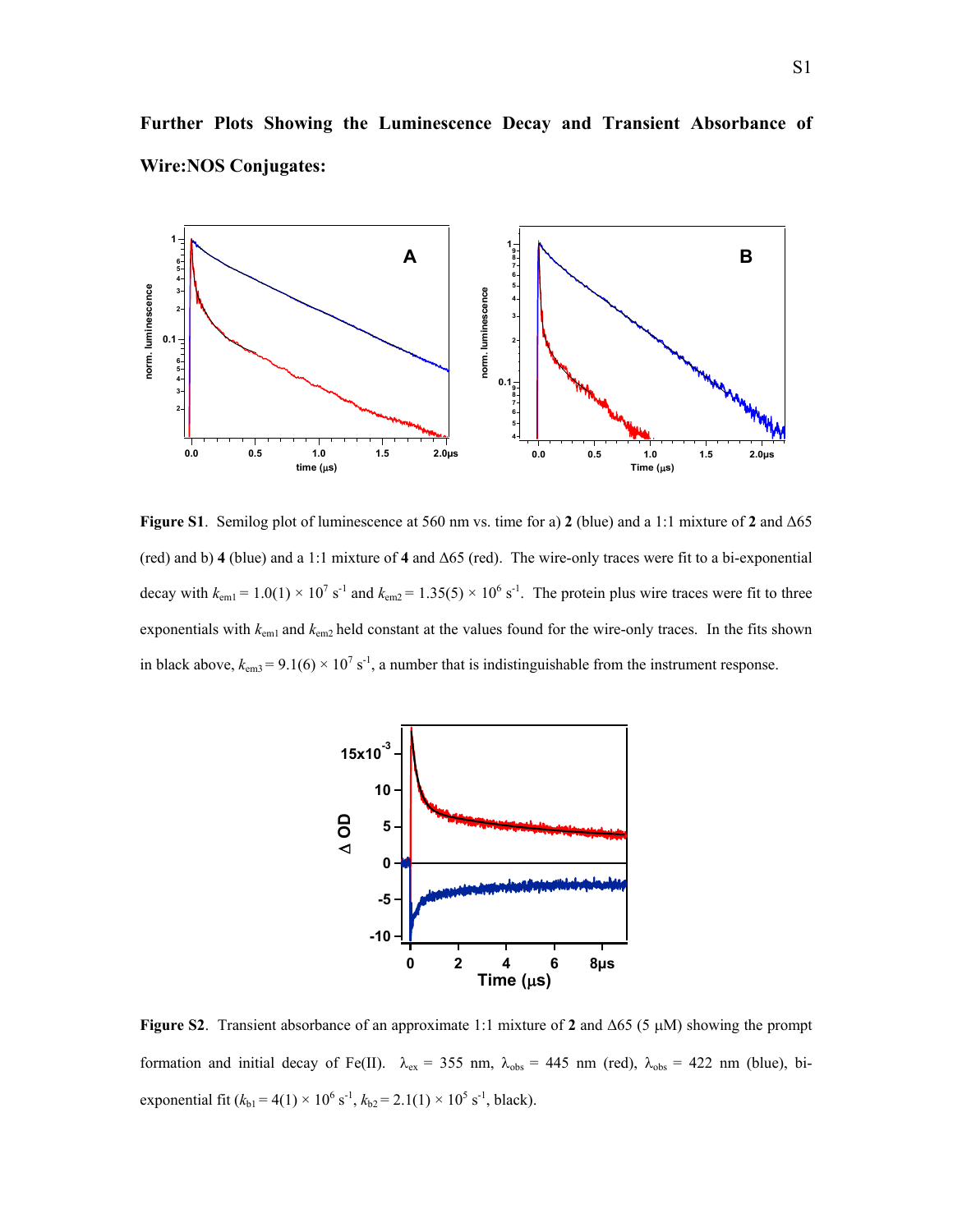## Further Plots Showing the Luminescence Decay and Transient Absorbance of Wire:NOS Conjugates:

**Figure S1**. Semilog plot of luminescence at 560 nm vs. time for a) **2** (blue) and a 1:1 mixture of **2** and Δ65 (red) and b) **4** (blue) and a 1:1 mixture of **4** and Δ65 (red). The wire-only traces were fit to a bi-exponential decay with $k_{em1} = 1.0(1) \times 10^{7}$ s$^{-1}$ and $k_{em2} = 1.35(5) \times 10^{6}$ s$^{-1}$. The protein plus wire traces were fit to three exponentials with $k_{em1}$ and $k_{em2}$ held constant at the values found for the wire-only traces. In the fits shown in black above, $k_{em3} = 9.1(6) \times 10^{7}$ s$^{-1}$, a number that is indistinguishable from the instrument response.

**Figure S2**. Transient absorbance of an approximate 1:1 mixture of **2** and Δ65 (5 μM) showing the prompt formation and initial decay of Fe(II). $\lambda_{ex}$ = 355 nm, $\lambda_{obs}$ = 445 nm (red), $\lambda_{obs}$ = 422 nm (blue), bi-exponential fit ($k_{b1} = 4(1) \times 10^{6}$ s$^{-1}$, $k_{b2} = 2.1(1) \times 10^{5}$ s$^{-1}$, black).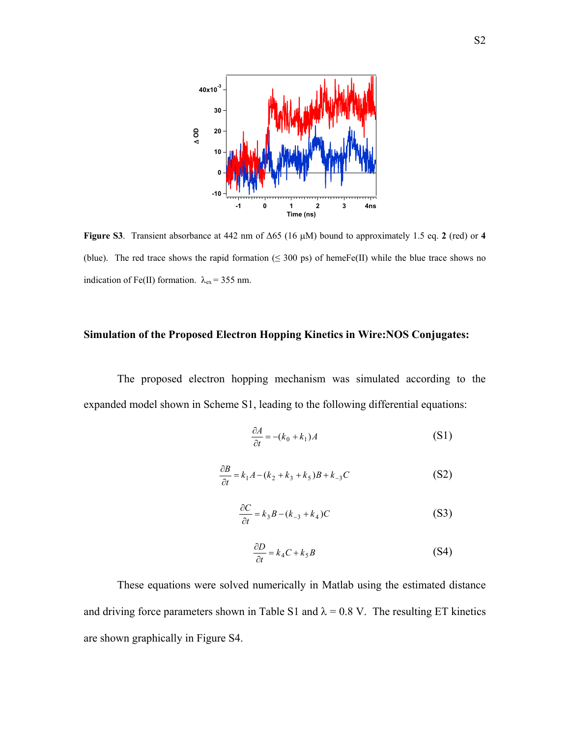**Figure S3**. Transient absorbance at 442 nm of Δ65 (16 μM) bound to approximately 1.5 eq. **2** (red) or **4** (blue). The red trace shows the rapid formation (≤ 300 ps) of hemeFe(II) while the blue trace shows no indication of Fe(II) formation. $\lambda_{ex}$ = 355 nm.

### Simulation of the Proposed Electron Hopping Kinetics in Wire:NOS Conjugates:

The proposed electron hopping mechanism was simulated according to the expanded model shown in Scheme S1, leading to the following differential equations:

$$\frac{\partial A}{\partial t} = -(k_0 + k_1)A \tag{S1}$$

$$\frac{\partial B}{\partial t} = k_1 A - (k_2 + k_3 + k_5)B + k_{-3}C \tag{S2}$$

$$\frac{\partial C}{\partial t} = k_3 B - (k_{-3} + k_4)C \tag{S3}$$

$$\frac{\partial D}{\partial t} = k_4 C + k_5 B \tag{S4}$$

These equations were solved numerically in Matlab using the estimated distance and driving force parameters shown in Table S1 and $\lambda = 0.8$ V. The resulting ET kinetics are shown graphically in Figure S4.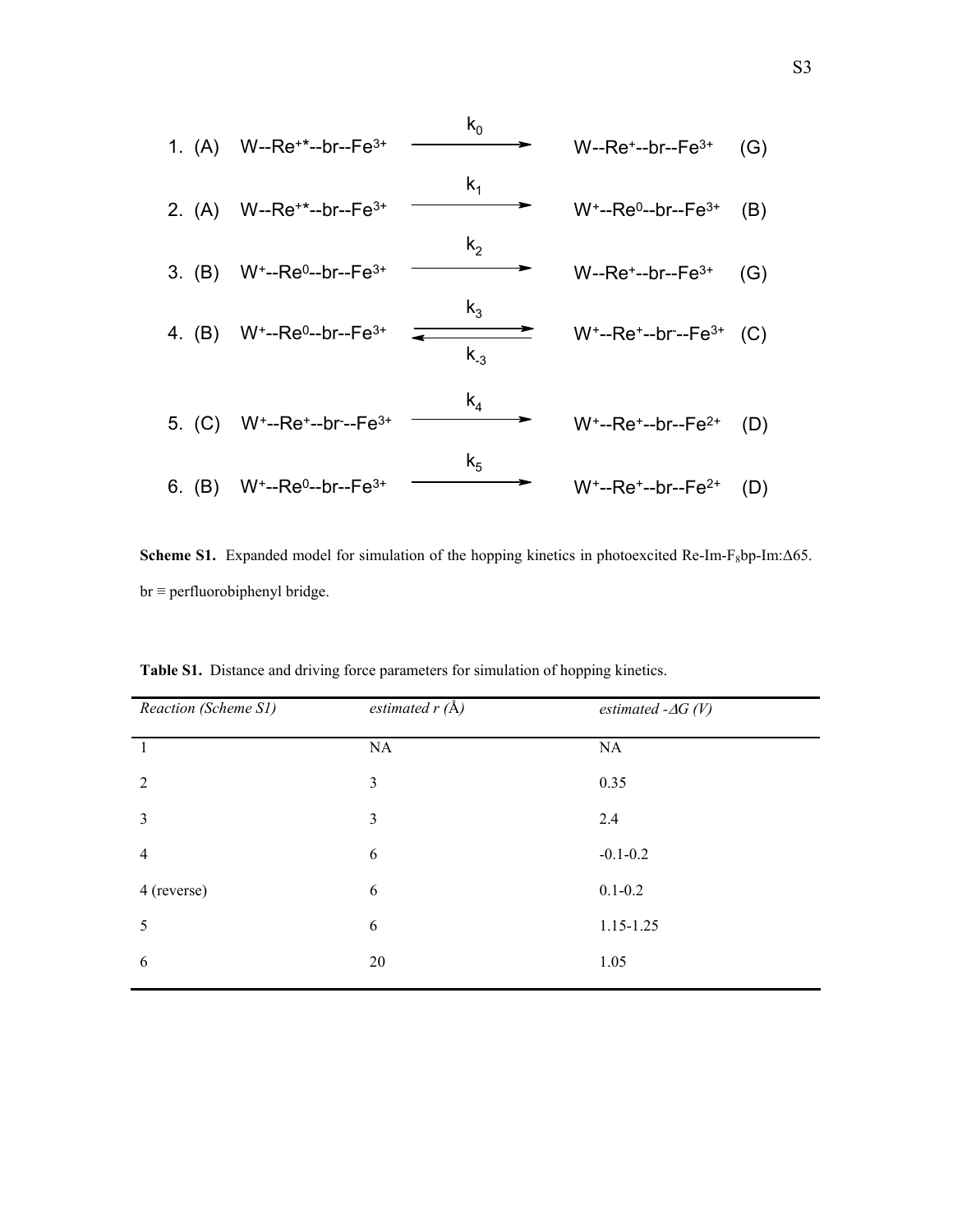1. (A) W--$Re^{+*}$--br--$Fe^{3+}$ $\xrightarrow{k_0}$ W--$Re^{+}$--br--$Fe^{3+}$ (G)

2. (A) W--$Re^{+*}$--br--$Fe^{3+}$ $\xrightarrow{k_1}$ $W^{+}$--$Re^{0}$--br--$Fe^{3+}$ (B)

3. (B) $W^{+}$--$Re^{0}$--br--$Fe^{3+}$ $\xrightarrow{k_2}$ W--$Re^{+}$--br--$Fe^{3+}$ (G)

4. (B) $W^{+}$--$Re^{0}$--br--$Fe^{3+}$ $\underset{k_{-3}}{\overset{k_3}{\rightleftharpoons}}$ $W^{+}$--$Re^{+}$--$br^{-}$--$Fe^{3+}$ (C)

5. (C) $W^{+}$--$Re^{+}$--$br^{-}$--$Fe^{3+}$ $\xrightarrow{k_4}$ $W^{+}$--$Re^{+}$--br--$Fe^{2+}$ (D)

6. (B) $W^{+}$--$Re^{0}$--br--$Fe^{3+}$ $\xrightarrow{k_5}$ $W^{+}$--$Re^{+}$--br--$Fe^{2+}$ (D)

**Scheme S1.** Expanded model for simulation of the hopping kinetics in photoexcited Re-Im-$F_8$bp-Im:Δ65. br ≡ perfluorobiphenyl bridge.

**Table S1.** Distance and driving force parameters for simulation of hopping kinetics.

| *Reaction (Scheme S1)* | *estimated r (Å)* | *estimated -ΔG (V)* |
|---|---|---|
| 1 | NA | NA |
| 2 | 3 | 0.35 |
| 3 | 3 | 2.4 |
| 4 | 6 | -0.1-0.2 |
| 4 (reverse) | 6 | 0.1-0.2 |
| 5 | 6 | 1.15-1.25 |
| 6 | 20 | 1.05 |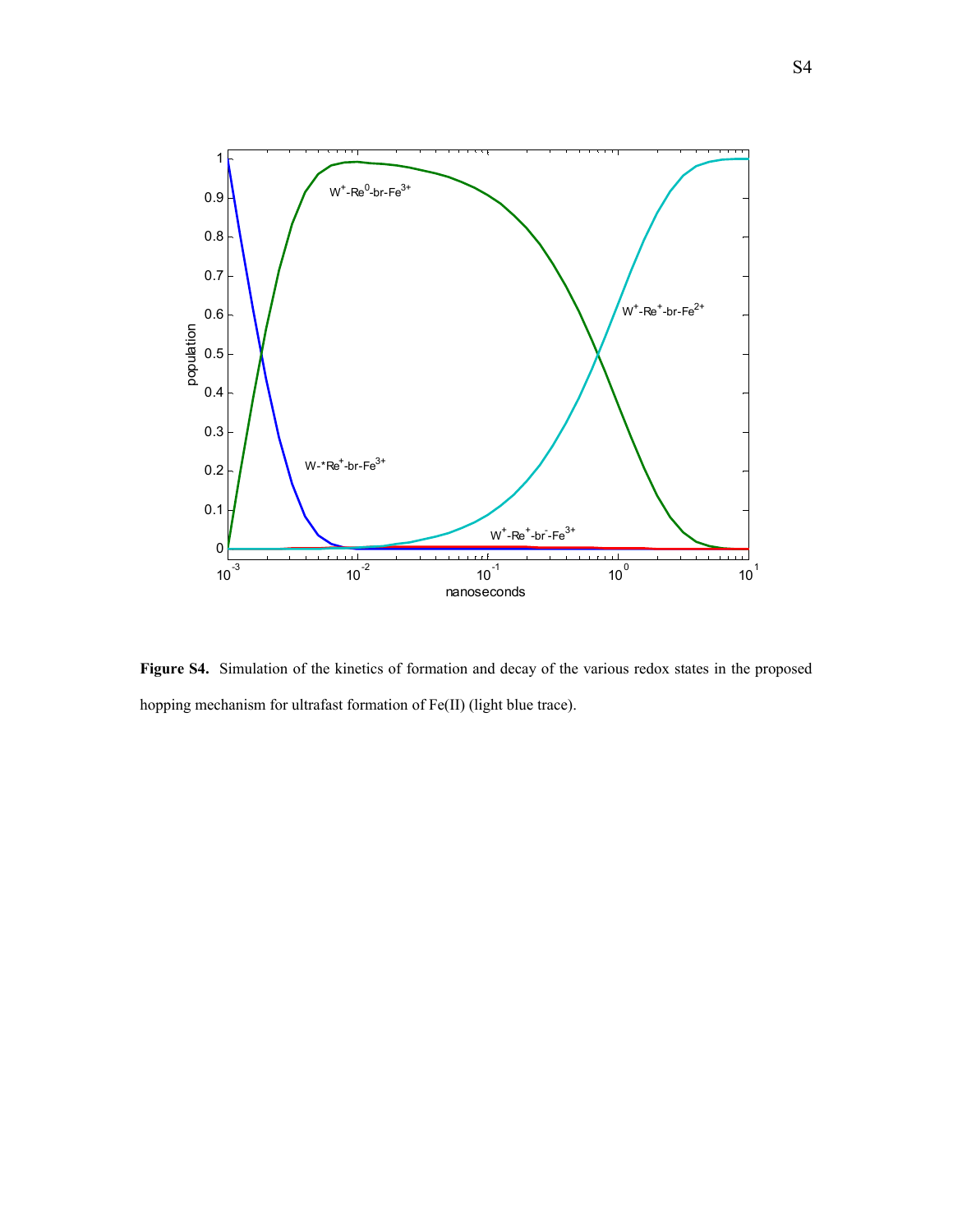population

nanoseconds

1
0.9
0.8
0.7
0.6
0.5
0.4
0.3
0.2
0.1
0

$10^{-3}$ $10^{-2}$ $10^{-1}$ $10^{0}$ $10^{1}$

$W^{+}$-$Re^{0}$-br-$Fe^{3+}$

$W^{+}$-$Re^{+}$-br-$Fe^{2+}$

W-*$Re^{+}$-br-$Fe^{3+}$

$W^{+}$-$Re^{+}$-$br^{-}$-$Fe^{3+}$

**Figure S4.** Simulation of the kinetics of formation and decay of the various redox states in the proposed hopping mechanism for ultrafast formation of Fe(II) (light blue trace).